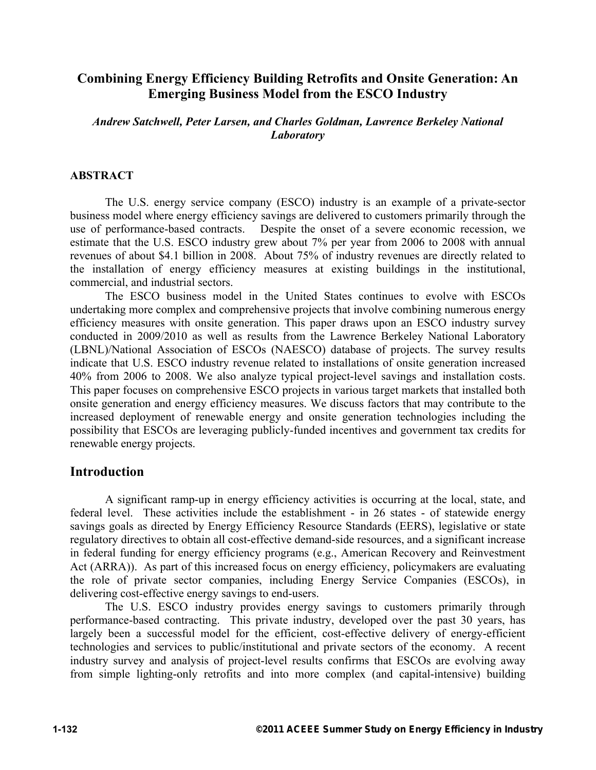# Combining Energy Efficiency Building Retrofits and Onsite Generation: An Emerging Business Model from the ESCO Industry

*Andrew Satchwell, Peter Larsen, and Charles Goldman, Lawrence Berkeley National Laboratory*

## ABSTRACT

The U.S. energy service company (ESCO) industry is an example of a private-sector business model where energy efficiency savings are delivered to customers primarily through the use of performance-based contracts. Despite the onset of a severe economic recession, we estimate that the U.S. ESCO industry grew about 7% per year from 2006 to 2008 with annual revenues of about \$4.1 billion in 2008. About 75% of industry revenues are directly related to the installation of energy efficiency measures at existing buildings in the institutional, commercial, and industrial sectors.

The ESCO business model in the United States continues to evolve with ESCOs undertaking more complex and comprehensive projects that involve combining numerous energy efficiency measures with onsite generation. This paper draws upon an ESCO industry survey conducted in 2009/2010 as well as results from the Lawrence Berkeley National Laboratory (LBNL)/National Association of ESCOs (NAESCO) database of projects. The survey results indicate that U.S. ESCO industry revenue related to installations of onsite generation increased 40% from 2006 to 2008. We also analyze typical project-level savings and installation costs. This paper focuses on comprehensive ESCO projects in various target markets that installed both onsite generation and energy efficiency measures. We discuss factors that may contribute to the increased deployment of renewable energy and onsite generation technologies including the possibility that ESCOs are leveraging publicly-funded incentives and government tax credits for renewable energy projects.

## Introduction

A significant ramp-up in energy efficiency activities is occurring at the local, state, and federal level. These activities include the establishment - in 26 states - of statewide energy savings goals as directed by Energy Efficiency Resource Standards (EERS), legislative or state regulatory directives to obtain all cost-effective demand-side resources, and a significant increase in federal funding for energy efficiency programs (e.g., American Recovery and Reinvestment Act (ARRA)). As part of this increased focus on energy efficiency, policymakers are evaluating the role of private sector companies, including Energy Service Companies (ESCOs), in delivering cost-effective energy savings to end-users.

The U.S. ESCO industry provides energy savings to customers primarily through performance-based contracting. This private industry, developed over the past 30 years, has largely been a successful model for the efficient, cost-effective delivery of energy-efficient technologies and services to public/institutional and private sectors of the economy. A recent industry survey and analysis of project-level results confirms that ESCOs are evolving away from simple lighting-only retrofits and into more complex (and capital-intensive) building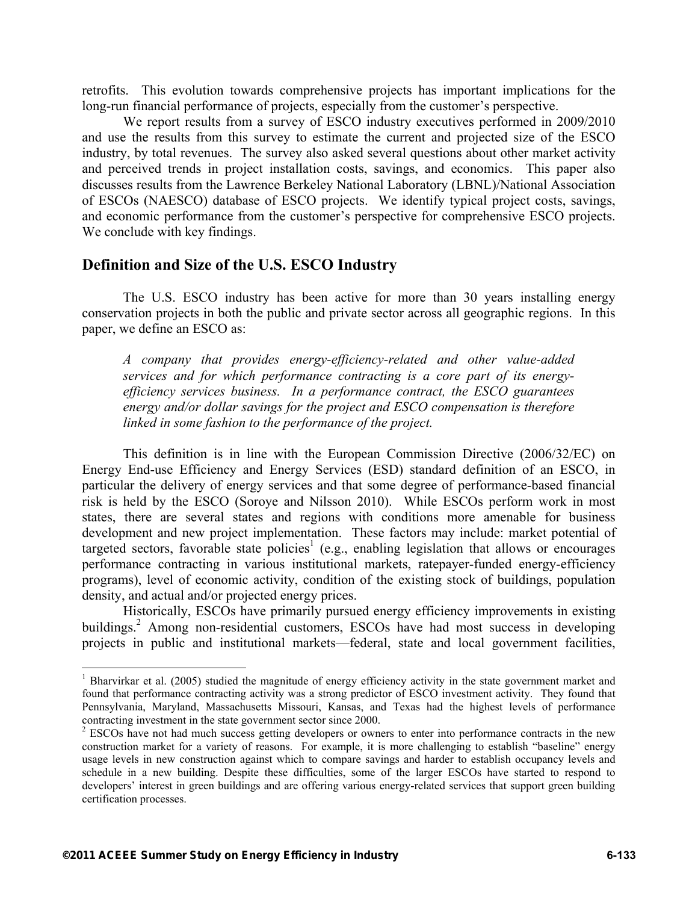retrofits. This evolution towards comprehensive projects has important implications for the long-run financial performance of projects, especially from the customer's perspective.

We report results from a survey of ESCO industry executives performed in 2009/2010 and use the results from this survey to estimate the current and projected size of the ESCO industry, by total revenues. The survey also asked several questions about other market activity and perceived trends in project installation costs, savings, and economics. This paper also discusses results from the Lawrence Berkeley National Laboratory (LBNL)/National Association of ESCOs (NAESCO) database of ESCO projects. We identify typical project costs, savings, and economic performance from the customer's perspective for comprehensive ESCO projects. We conclude with key findings.

## Definition and Size of the U.S. ESCO Industry

The U.S. ESCO industry has been active for more than 30 years installing energy conservation projects in both the public and private sector across all geographic regions. In this paper, we define an ESCO as:

> *A company that provides energy-efficiency-related and other value-added services and for which performance contracting is a core part of its energy-efficiency services business. In a performance contract, the ESCO guarantees energy and/or dollar savings for the project and ESCO compensation is therefore linked in some fashion to the performance of the project.*

This definition is in line with the European Commission Directive (2006/32/EC) on Energy End-use Efficiency and Energy Services (ESD) standard definition of an ESCO, in particular the delivery of energy services and that some degree of performance-based financial risk is held by the ESCO (Soroye and Nilsson 2010). While ESCOs perform work in most states, there are several states and regions with conditions more amenable for business development and new project implementation. These factors may include: market potential of targeted sectors, favorable state policies[1] (e.g., enabling legislation that allows or encourages performance contracting in various institutional markets, ratepayer-funded energy-efficiency programs), level of economic activity, condition of the existing stock of buildings, population density, and actual and/or projected energy prices.

Historically, ESCOs have primarily pursued energy efficiency improvements in existing buildings.[2] Among non-residential customers, ESCOs have had most success in developing projects in public and institutional markets—federal, state and local government facilities,

---

[1] Bharvirkar et al. (2005) studied the magnitude of energy efficiency activity in the state government market and found that performance contracting activity was a strong predictor of ESCO investment activity. They found that Pennsylvania, Maryland, Massachusetts Missouri, Kansas, and Texas had the highest levels of performance contracting investment in the state government sector since 2000.

[2] ESCOs have not had much success getting developers or owners to enter into performance contracts in the new construction market for a variety of reasons. For example, it is more challenging to establish "baseline" energy usage levels in new construction against which to compare savings and harder to establish occupancy levels and schedule in a new building. Despite these difficulties, some of the larger ESCOs have started to respond to developers' interest in green buildings and are offering various energy-related services that support green building certification processes.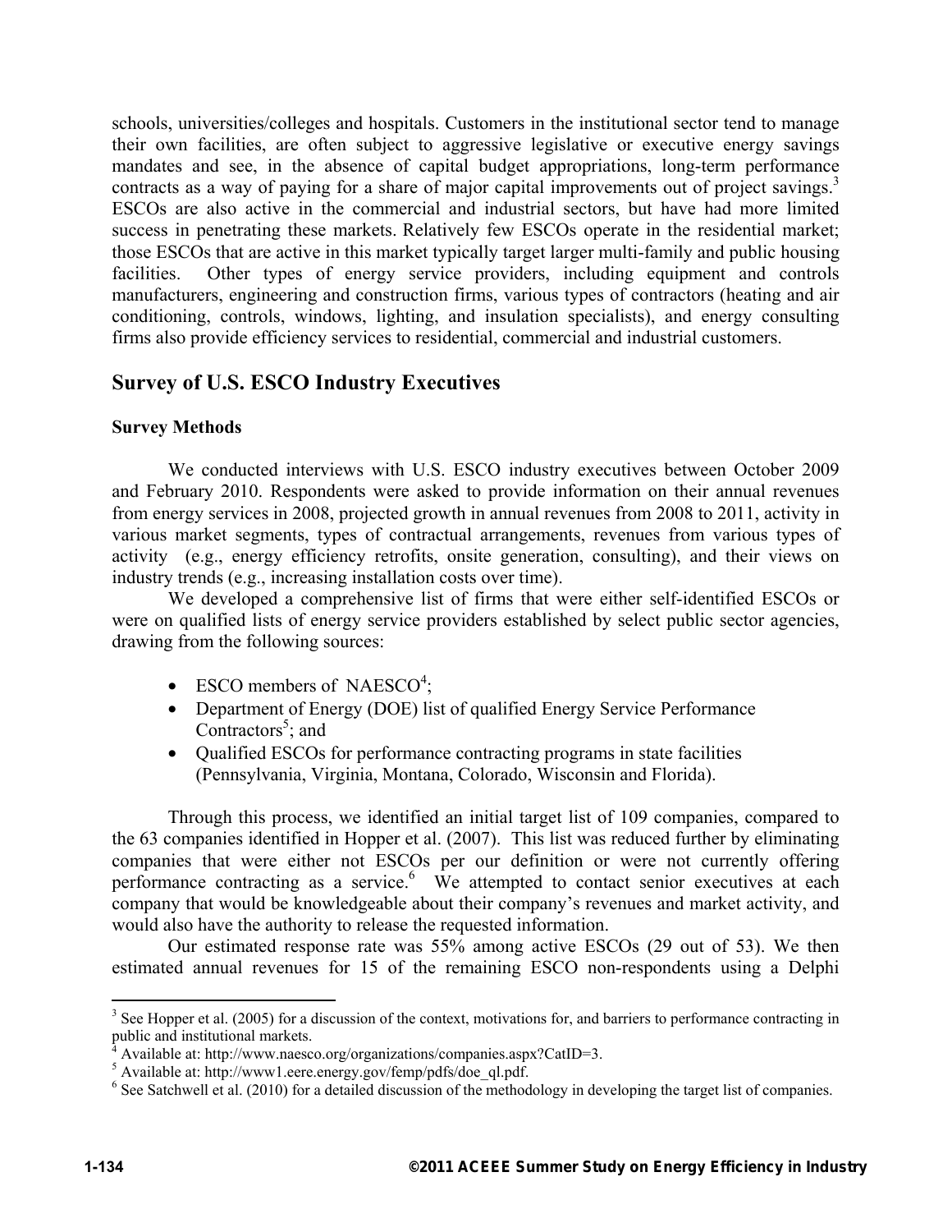schools, universities/colleges and hospitals. Customers in the institutional sector tend to manage their own facilities, are often subject to aggressive legislative or executive energy savings mandates and see, in the absence of capital budget appropriations, long-term performance contracts as a way of paying for a share of major capital improvements out of project savings.[3] ESCOs are also active in the commercial and industrial sectors, but have had more limited success in penetrating these markets. Relatively few ESCOs operate in the residential market; those ESCOs that are active in this market typically target larger multi-family and public housing facilities. Other types of energy service providers, including equipment and controls manufacturers, engineering and construction firms, various types of contractors (heating and air conditioning, controls, windows, lighting, and insulation specialists), and energy consulting firms also provide efficiency services to residential, commercial and industrial customers.

## Survey of U.S. ESCO Industry Executives

### Survey Methods

We conducted interviews with U.S. ESCO industry executives between October 2009 and February 2010. Respondents were asked to provide information on their annual revenues from energy services in 2008, projected growth in annual revenues from 2008 to 2011, activity in various market segments, types of contractual arrangements, revenues from various types of activity (e.g., energy efficiency retrofits, onsite generation, consulting), and their views on industry trends (e.g., increasing installation costs over time).

We developed a comprehensive list of firms that were either self-identified ESCOs or were on qualified lists of energy service providers established by select public sector agencies, drawing from the following sources:

- ESCO members of NAESCO[4];
- Department of Energy (DOE) list of qualified Energy Service Performance Contractors[5]; and
- Qualified ESCOs for performance contracting programs in state facilities (Pennsylvania, Virginia, Montana, Colorado, Wisconsin and Florida).

Through this process, we identified an initial target list of 109 companies, compared to the 63 companies identified in Hopper et al. (2007). This list was reduced further by eliminating companies that were either not ESCOs per our definition or were not currently offering performance contracting as a service.[6] We attempted to contact senior executives at each company that would be knowledgeable about their company's revenues and market activity, and would also have the authority to release the requested information.

Our estimated response rate was 55% among active ESCOs (29 out of 53). We then estimated annual revenues for 15 of the remaining ESCO non-respondents using a Delphi

---

[3] See Hopper et al. (2005) for a discussion of the context, motivations for, and barriers to performance contracting in public and institutional markets.

[4] Available at: http://www.naesco.org/organizations/companies.aspx?CatID=3.

[5] Available at: http://www1.eere.energy.gov/femp/pdfs/doe_ql.pdf.

[6] See Satchwell et al. (2010) for a detailed discussion of the methodology in developing the target list of companies.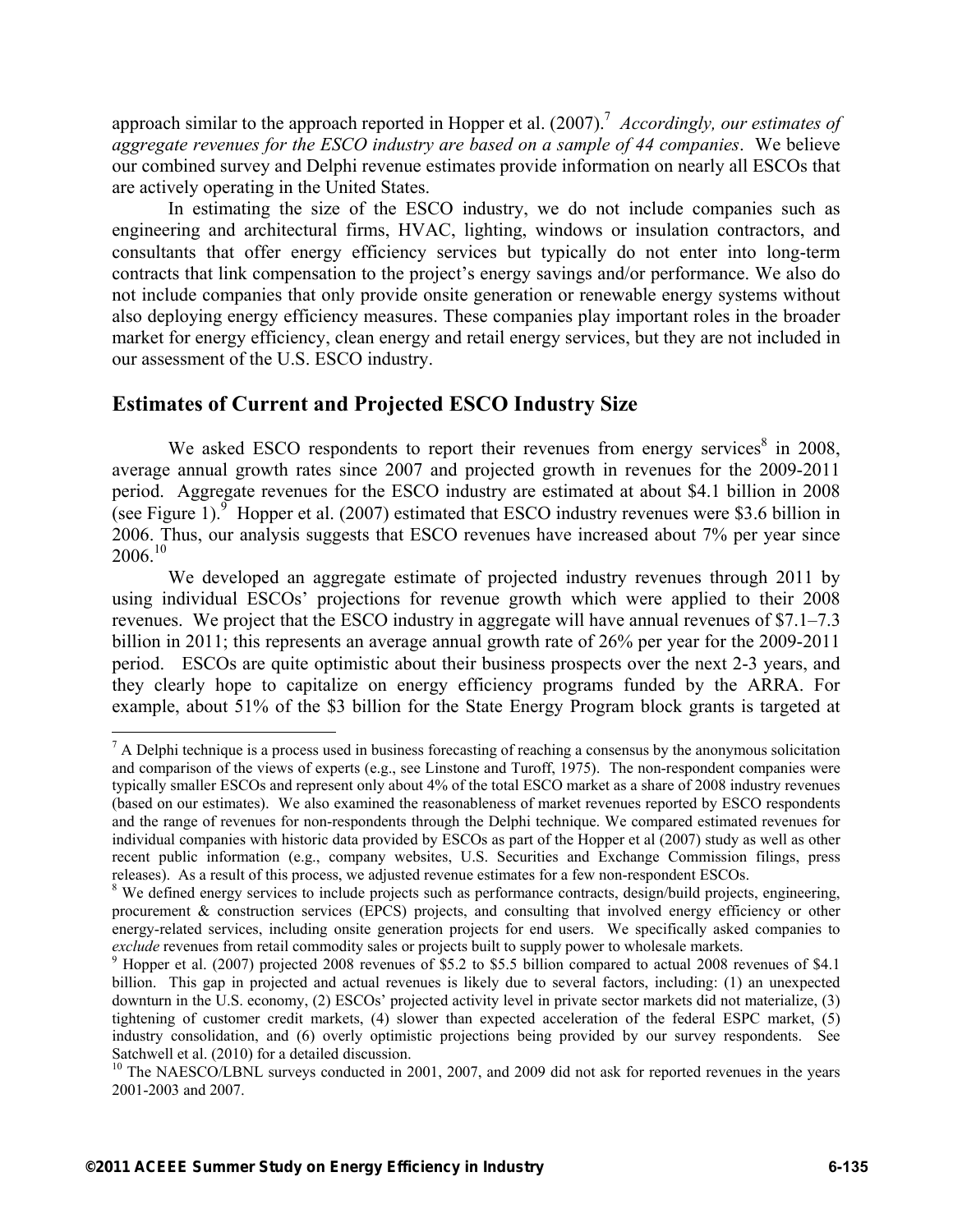approach similar to the approach reported in Hopper et al. (2007).[7] *Accordingly, our estimates of aggregate revenues for the ESCO industry are based on a sample of 44 companies*. We believe our combined survey and Delphi revenue estimates provide information on nearly all ESCOs that are actively operating in the United States.

In estimating the size of the ESCO industry, we do not include companies such as engineering and architectural firms, HVAC, lighting, windows or insulation contractors, and consultants that offer energy efficiency services but typically do not enter into long-term contracts that link compensation to the project's energy savings and/or performance. We also do not include companies that only provide onsite generation or renewable energy systems without also deploying energy efficiency measures. These companies play important roles in the broader market for energy efficiency, clean energy and retail energy services, but they are not included in our assessment of the U.S. ESCO industry.

## Estimates of Current and Projected ESCO Industry Size

We asked ESCO respondents to report their revenues from energy services[8] in 2008, average annual growth rates since 2007 and projected growth in revenues for the 2009-2011 period. Aggregate revenues for the ESCO industry are estimated at about $4.1 billion in 2008 (see Figure 1).[9] Hopper et al. (2007) estimated that ESCO industry revenues were $3.6 billion in 2006. Thus, our analysis suggests that ESCO revenues have increased about 7% per year since 2006.[10]

We developed an aggregate estimate of projected industry revenues through 2011 by using individual ESCOs' projections for revenue growth which were applied to their 2008 revenues. We project that the ESCO industry in aggregate will have annual revenues of $7.1–7.3 billion in 2011; this represents an average annual growth rate of 26% per year for the 2009-2011 period. ESCOs are quite optimistic about their business prospects over the next 2-3 years, and they clearly hope to capitalize on energy efficiency programs funded by the ARRA. For example, about 51% of the $3 billion for the State Energy Program block grants is targeted at

---

[7] A Delphi technique is a process used in business forecasting of reaching a consensus by the anonymous solicitation and comparison of the views of experts (e.g., see Linstone and Turoff, 1975). The non-respondent companies were typically smaller ESCOs and represent only about 4% of the total ESCO market as a share of 2008 industry revenues (based on our estimates). We also examined the reasonableness of market revenues reported by ESCO respondents and the range of revenues for non-respondents through the Delphi technique. We compared estimated revenues for individual companies with historic data provided by ESCOs as part of the Hopper et al (2007) study as well as other recent public information (e.g., company websites, U.S. Securities and Exchange Commission filings, press releases). As a result of this process, we adjusted revenue estimates for a few non-respondent ESCOs.

[8] We defined energy services to include projects such as performance contracts, design/build projects, engineering, procurement & construction services (EPCS) projects, and consulting that involved energy efficiency or other energy-related services, including onsite generation projects for end users. We specifically asked companies to *exclude* revenues from retail commodity sales or projects built to supply power to wholesale markets.

[9] Hopper et al. (2007) projected 2008 revenues of $5.2 to $5.5 billion compared to actual 2008 revenues of $4.1 billion. This gap in projected and actual revenues is likely due to several factors, including: (1) an unexpected downturn in the U.S. economy, (2) ESCOs' projected activity level in private sector markets did not materialize, (3) tightening of customer credit markets, (4) slower than expected acceleration of the federal ESPC market, (5) industry consolidation, and (6) overly optimistic projections being provided by our survey respondents. See Satchwell et al. (2010) for a detailed discussion.

[10] The NAESCO/LBNL surveys conducted in 2001, 2007, and 2009 did not ask for reported revenues in the years 2001-2003 and 2007.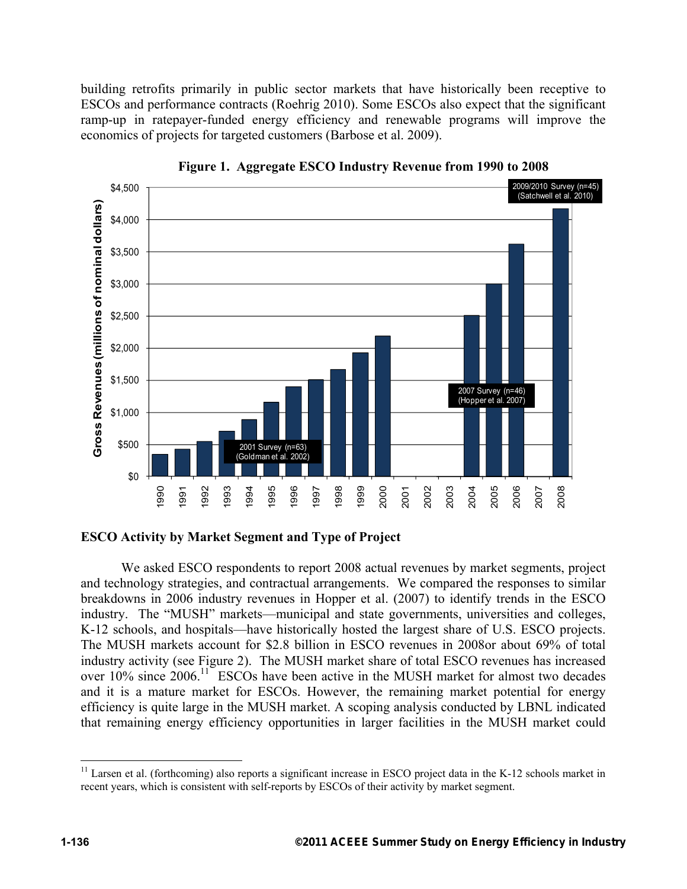building retrofits primarily in public sector markets that have historically been receptive to ESCOs and performance contracts (Roehrig 2010). Some ESCOs also expect that the significant ramp-up in ratepayer-funded energy efficiency and renewable programs will improve the economics of projects for targeted customers (Barbose et al. 2009).

**Figure 1. Aggregate ESCO Industry Revenue from 1990 to 2008**

### ESCO Activity by Market Segment and Type of Project

We asked ESCO respondents to report 2008 actual revenues by market segments, project and technology strategies, and contractual arrangements. We compared the responses to similar breakdowns in 2006 industry revenues in Hopper et al. (2007) to identify trends in the ESCO industry. The "MUSH" markets—municipal and state governments, universities and colleges, K-12 schools, and hospitals—have historically hosted the largest share of U.S. ESCO projects. The MUSH markets account for \$2.8 billion in ESCO revenues in 2008or about 69% of total industry activity (see Figure 2). The MUSH market share of total ESCO revenues has increased over 10% since 2006.[11] ESCOs have been active in the MUSH market for almost two decades and it is a mature market for ESCOs. However, the remaining market potential for energy efficiency is quite large in the MUSH market. A scoping analysis conducted by LBNL indicated that remaining energy efficiency opportunities in larger facilities in the MUSH market could

[11] Larsen et al. (forthcoming) also reports a significant increase in ESCO project data in the K-12 schools market in recent years, which is consistent with self-reports by ESCOs of their activity by market segment.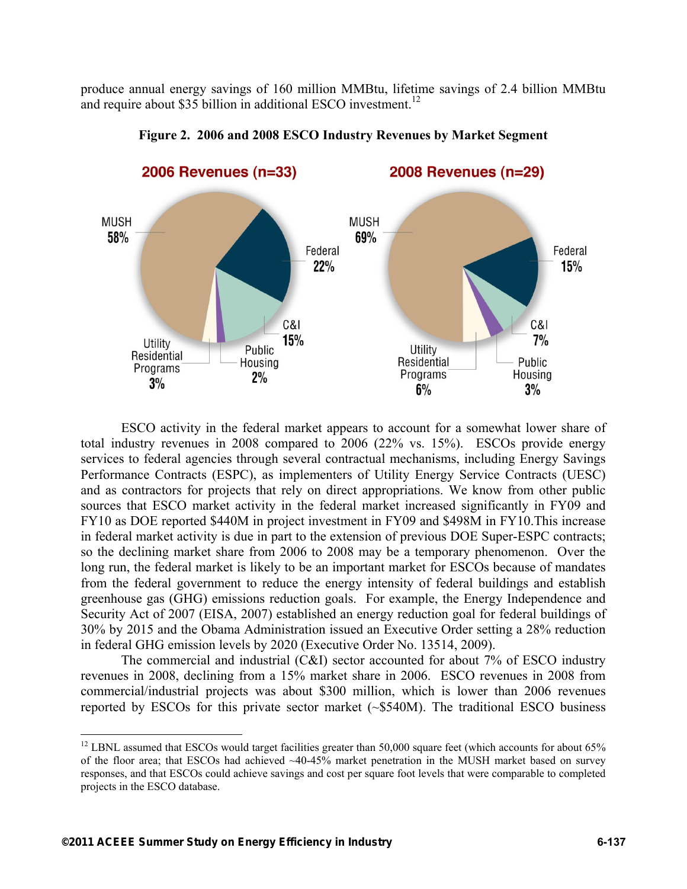produce annual energy savings of 160 million MMBtu, lifetime savings of 2.4 billion MMBtu and require about $35 billion in additional ESCO investment.[12]

**Figure 2. 2006 and 2008 ESCO Industry Revenues by Market Segment**

ESCO activity in the federal market appears to account for a somewhat lower share of total industry revenues in 2008 compared to 2006 (22% vs. 15%). ESCOs provide energy services to federal agencies through several contractual mechanisms, including Energy Savings Performance Contracts (ESPC), as implementers of Utility Energy Service Contracts (UESC) and as contractors for projects that rely on direct appropriations. We know from other public sources that ESCO market activity in the federal market increased significantly in FY09 and FY10 as DOE reported $440M in project investment in FY09 and $498M in FY10.This increase in federal market activity is due in part to the extension of previous DOE Super-ESPC contracts; so the declining market share from 2006 to 2008 may be a temporary phenomenon. Over the long run, the federal market is likely to be an important market for ESCOs because of mandates from the federal government to reduce the energy intensity of federal buildings and establish greenhouse gas (GHG) emissions reduction goals. For example, the Energy Independence and Security Act of 2007 (EISA, 2007) established an energy reduction goal for federal buildings of 30% by 2015 and the Obama Administration issued an Executive Order setting a 28% reduction in federal GHG emission levels by 2020 (Executive Order No. 13514, 2009).

The commercial and industrial (C&I) sector accounted for about 7% of ESCO industry revenues in 2008, declining from a 15% market share in 2006. ESCO revenues in 2008 from commercial/industrial projects was about $300 million, which is lower than 2006 revenues reported by ESCOs for this private sector market (~$540M). The traditional ESCO business

[12] LBNL assumed that ESCOs would target facilities greater than 50,000 square feet (which accounts for about 65% of the floor area; that ESCOs had achieved ~40-45% market penetration in the MUSH market based on survey responses, and that ESCOs could achieve savings and cost per square foot levels that were comparable to completed projects in the ESCO database.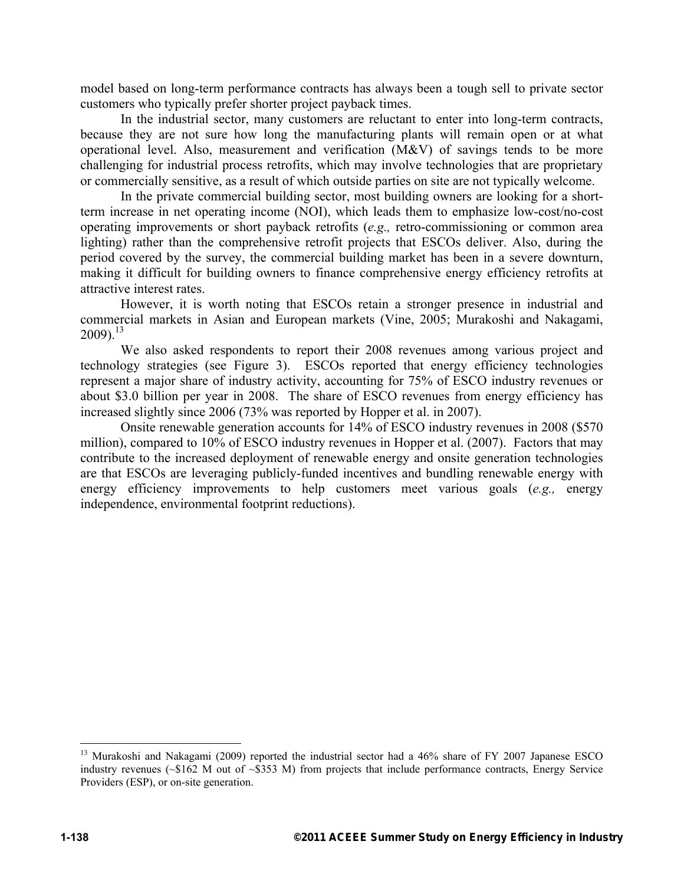model based on long-term performance contracts has always been a tough sell to private sector customers who typically prefer shorter project payback times.

In the industrial sector, many customers are reluctant to enter into long-term contracts, because they are not sure how long the manufacturing plants will remain open or at what operational level. Also, measurement and verification (M&V) of savings tends to be more challenging for industrial process retrofits, which may involve technologies that are proprietary or commercially sensitive, as a result of which outside parties on site are not typically welcome.

In the private commercial building sector, most building owners are looking for a short-term increase in net operating income (NOI), which leads them to emphasize low-cost/no-cost operating improvements or short payback retrofits (*e.g.,* retro-commissioning or common area lighting) rather than the comprehensive retrofit projects that ESCOs deliver. Also, during the period covered by the survey, the commercial building market has been in a severe downturn, making it difficult for building owners to finance comprehensive energy efficiency retrofits at attractive interest rates.

However, it is worth noting that ESCOs retain a stronger presence in industrial and commercial markets in Asian and European markets (Vine, 2005; Murakoshi and Nakagami, 2009).[13]

We also asked respondents to report their 2008 revenues among various project and technology strategies (see Figure 3). ESCOs reported that energy efficiency technologies represent a major share of industry activity, accounting for 75% of ESCO industry revenues or about \$3.0 billion per year in 2008. The share of ESCO revenues from energy efficiency has increased slightly since 2006 (73% was reported by Hopper et al. in 2007).

Onsite renewable generation accounts for 14% of ESCO industry revenues in 2008 (\$570 million), compared to 10% of ESCO industry revenues in Hopper et al. (2007). Factors that may contribute to the increased deployment of renewable energy and onsite generation technologies are that ESCOs are leveraging publicly-funded incentives and bundling renewable energy with energy efficiency improvements to help customers meet various goals (*e.g.,* energy independence, environmental footprint reductions).

---

[13] Murakoshi and Nakagami (2009) reported the industrial sector had a 46% share of FY 2007 Japanese ESCO industry revenues (~\$162 M out of ~\$353 M) from projects that include performance contracts, Energy Service Providers (ESP), or on-site generation.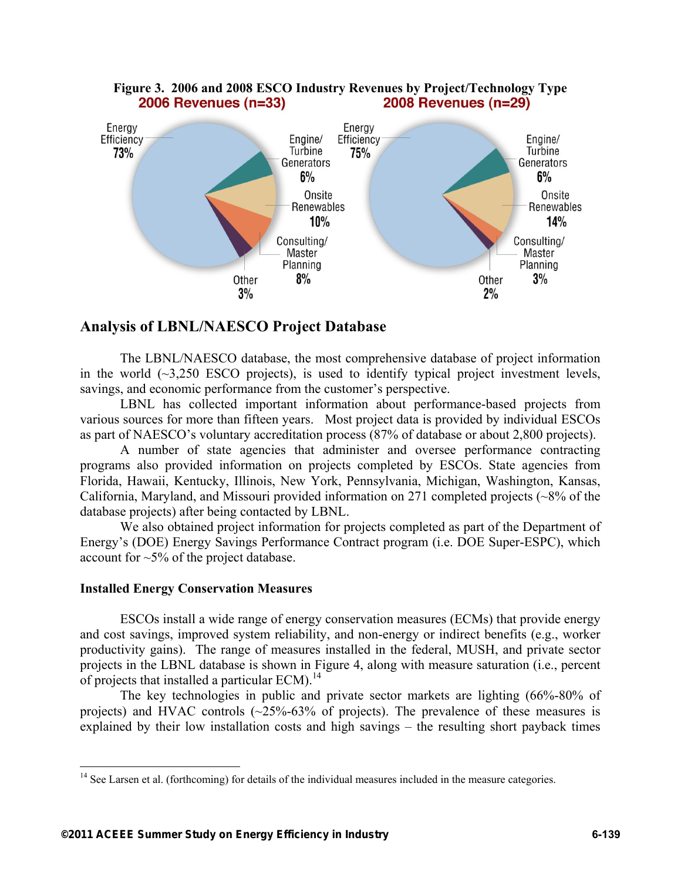**Figure 3. 2006 and 2008 ESCO Industry Revenues by Project/Technology Type**

**2006 Revenues (n=33)**

Energy Efficiency 73%
Engine/ Turbine Generators 6%
Onsite Renewables 10%
Consulting/ Master Planning 8%
Other 3%

**2008 Revenues (n=29)**

Energy Efficiency 75%
Engine/ Turbine Generators 6%
Onsite Renewables 14%
Consulting/ Master Planning 3%
Other 2%

## Analysis of LBNL/NAESCO Project Database

The LBNL/NAESCO database, the most comprehensive database of project information in the world (~3,250 ESCO projects), is used to identify typical project investment levels, savings, and economic performance from the customer's perspective.

LBNL has collected important information about performance-based projects from various sources for more than fifteen years. Most project data is provided by individual ESCOs as part of NAESCO's voluntary accreditation process (87% of database or about 2,800 projects).

A number of state agencies that administer and oversee performance contracting programs also provided information on projects completed by ESCOs. State agencies from Florida, Hawaii, Kentucky, Illinois, New York, Pennsylvania, Michigan, Washington, Kansas, California, Maryland, and Missouri provided information on 271 completed projects (~8% of the database projects) after being contacted by LBNL.

We also obtained project information for projects completed as part of the Department of Energy's (DOE) Energy Savings Performance Contract program (i.e. DOE Super-ESPC), which account for ~5% of the project database.

### Installed Energy Conservation Measures

ESCOs install a wide range of energy conservation measures (ECMs) that provide energy and cost savings, improved system reliability, and non-energy or indirect benefits (e.g., worker productivity gains). The range of measures installed in the federal, MUSH, and private sector projects in the LBNL database is shown in Figure 4, along with measure saturation (i.e., percent of projects that installed a particular ECM).[14]

The key technologies in public and private sector markets are lighting (66%-80% of projects) and HVAC controls (~25%-63% of projects). The prevalence of these measures is explained by their low installation costs and high savings – the resulting short payback times

[14] See Larsen et al. (forthcoming) for details of the individual measures included in the measure categories.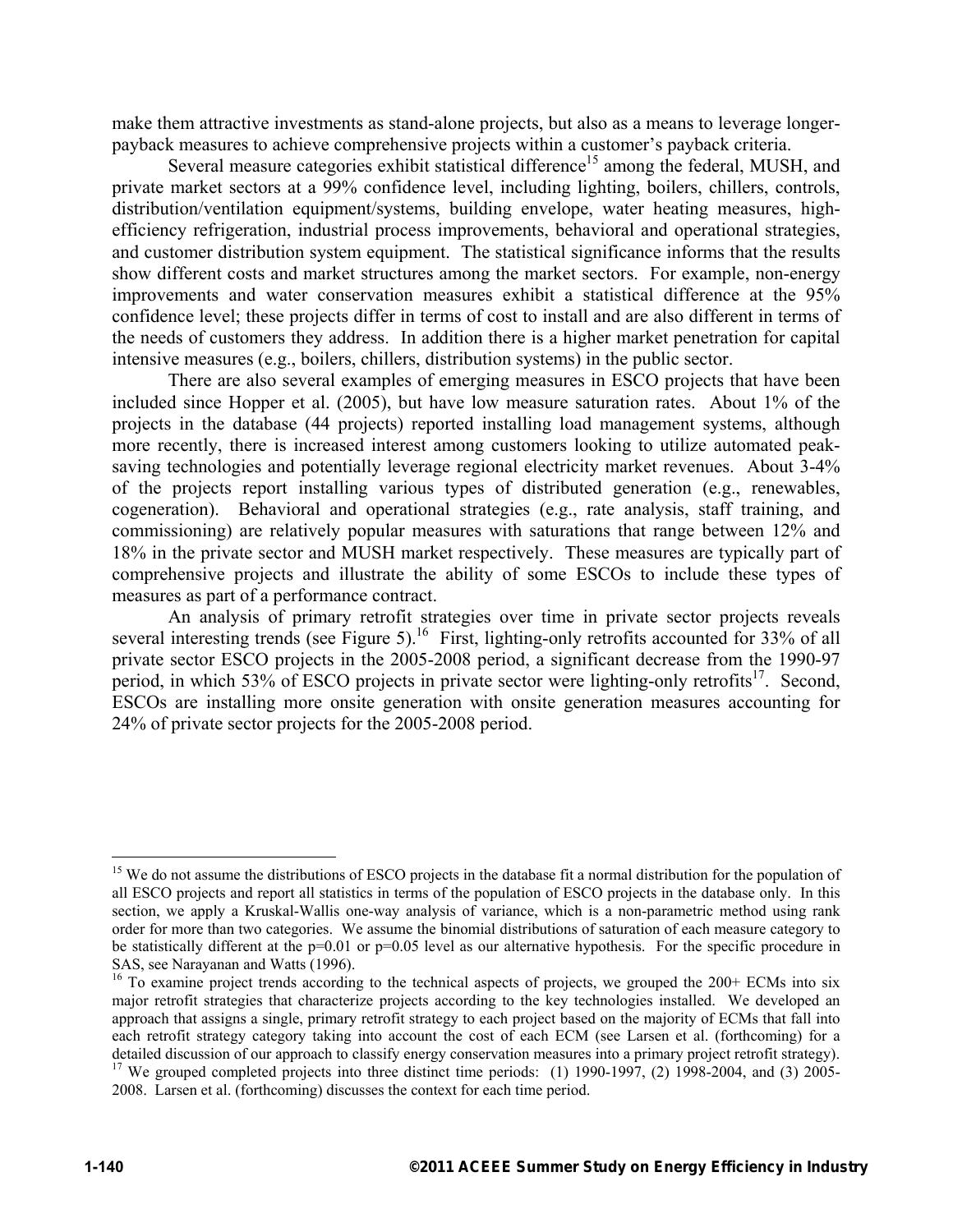make them attractive investments as stand-alone projects, but also as a means to leverage longer-payback measures to achieve comprehensive projects within a customer's payback criteria.

Several measure categories exhibit statistical difference[15] among the federal, MUSH, and private market sectors at a 99% confidence level, including lighting, boilers, chillers, controls, distribution/ventilation equipment/systems, building envelope, water heating measures, high-efficiency refrigeration, industrial process improvements, behavioral and operational strategies, and customer distribution system equipment. The statistical significance informs that the results show different costs and market structures among the market sectors. For example, non-energy improvements and water conservation measures exhibit a statistical difference at the 95% confidence level; these projects differ in terms of cost to install and are also different in terms of the needs of customers they address. In addition there is a higher market penetration for capital intensive measures (e.g., boilers, chillers, distribution systems) in the public sector.

There are also several examples of emerging measures in ESCO projects that have been included since Hopper et al. (2005), but have low measure saturation rates. About 1% of the projects in the database (44 projects) reported installing load management systems, although more recently, there is increased interest among customers looking to utilize automated peak-saving technologies and potentially leverage regional electricity market revenues. About 3-4% of the projects report installing various types of distributed generation (e.g., renewables, cogeneration). Behavioral and operational strategies (e.g., rate analysis, staff training, and commissioning) are relatively popular measures with saturations that range between 12% and 18% in the private sector and MUSH market respectively. These measures are typically part of comprehensive projects and illustrate the ability of some ESCOs to include these types of measures as part of a performance contract.

An analysis of primary retrofit strategies over time in private sector projects reveals several interesting trends (see Figure 5).[16] First, lighting-only retrofits accounted for 33% of all private sector ESCO projects in the 2005-2008 period, a significant decrease from the 1990-97 period, in which 53% of ESCO projects in private sector were lighting-only retrofits[17]. Second, ESCOs are installing more onsite generation with onsite generation measures accounting for 24% of private sector projects for the 2005-2008 period.

---

[15] We do not assume the distributions of ESCO projects in the database fit a normal distribution for the population of all ESCO projects and report all statistics in terms of the population of ESCO projects in the database only. In this section, we apply a Kruskal-Wallis one-way analysis of variance, which is a non-parametric method using rank order for more than two categories. We assume the binomial distributions of saturation of each measure category to be statistically different at the $p=0.01$ or $p=0.05$ level as our alternative hypothesis. For the specific procedure in SAS, see Narayanan and Watts (1996).

[16] To examine project trends according to the technical aspects of projects, we grouped the 200+ ECMs into six major retrofit strategies that characterize projects according to the key technologies installed. We developed an approach that assigns a single, primary retrofit strategy to each project based on the majority of ECMs that fall into each retrofit strategy category taking into account the cost of each ECM (see Larsen et al. (forthcoming) for a detailed discussion of our approach to classify energy conservation measures into a primary project retrofit strategy).

[17] We grouped completed projects into three distinct time periods: (1) 1990-1997, (2) 1998-2004, and (3) 2005-2008. Larsen et al. (forthcoming) discusses the context for each time period.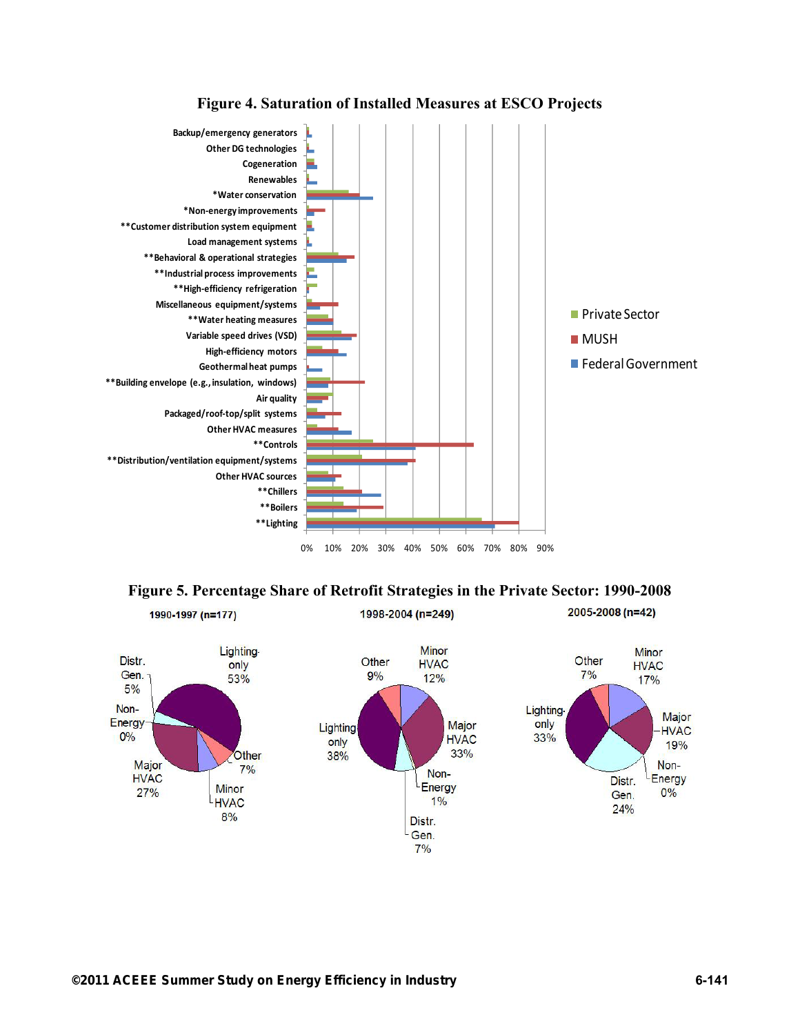**Figure 4. Saturation of Installed Measures at ESCO Projects**

**Figure 5. Percentage Share of Retrofit Strategies in the Private Sector: 1990-2008**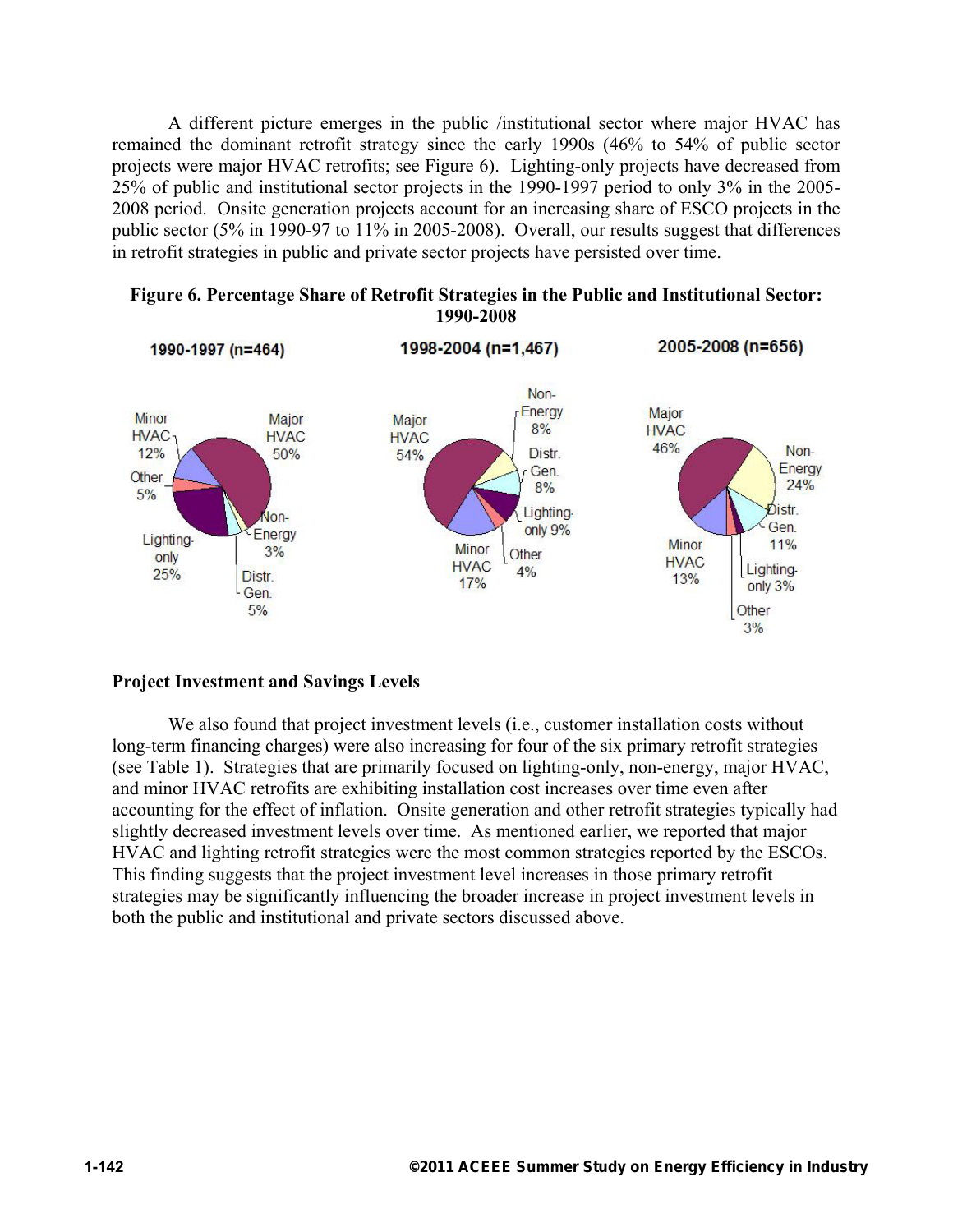A different picture emerges in the public /institutional sector where major HVAC has remained the dominant retrofit strategy since the early 1990s (46% to 54% of public sector projects were major HVAC retrofits; see Figure 6). Lighting-only projects have decreased from 25% of public and institutional sector projects in the 1990-1997 period to only 3% in the 2005-2008 period. Onsite generation projects account for an increasing share of ESCO projects in the public sector (5% in 1990-97 to 11% in 2005-2008). Overall, our results suggest that differences in retrofit strategies in public and private sector projects have persisted over time.

**Figure 6. Percentage Share of Retrofit Strategies in the Public and Institutional Sector: 1990-2008**

| Strategy | 1990-1997 (n=464) | 1998-2004 (n=1,467) | 2005-2008 (n=656) |
|---|---|---|---|
| Major HVAC | 50% | 54% | 46% |
| Minor HVAC | 12% | 17% | 13% |
| Lighting-only | 25% | 9% | 3% |
| Non-Energy | 3% | 8% | 24% |
| Distr. Gen. | 5% | 8% | 11% |
| Other | 5% | 4% | 3% |

## Project Investment and Savings Levels

We also found that project investment levels (i.e., customer installation costs without long-term financing charges) were also increasing for four of the six primary retrofit strategies (see Table 1). Strategies that are primarily focused on lighting-only, non-energy, major HVAC, and minor HVAC retrofits are exhibiting installation cost increases over time even after accounting for the effect of inflation. Onsite generation and other retrofit strategies typically had slightly decreased investment levels over time. As mentioned earlier, we reported that major HVAC and lighting retrofit strategies were the most common strategies reported by the ESCOs. This finding suggests that the project investment level increases in those primary retrofit strategies may be significantly influencing the broader increase in project investment levels in both the public and institutional and private sectors discussed above.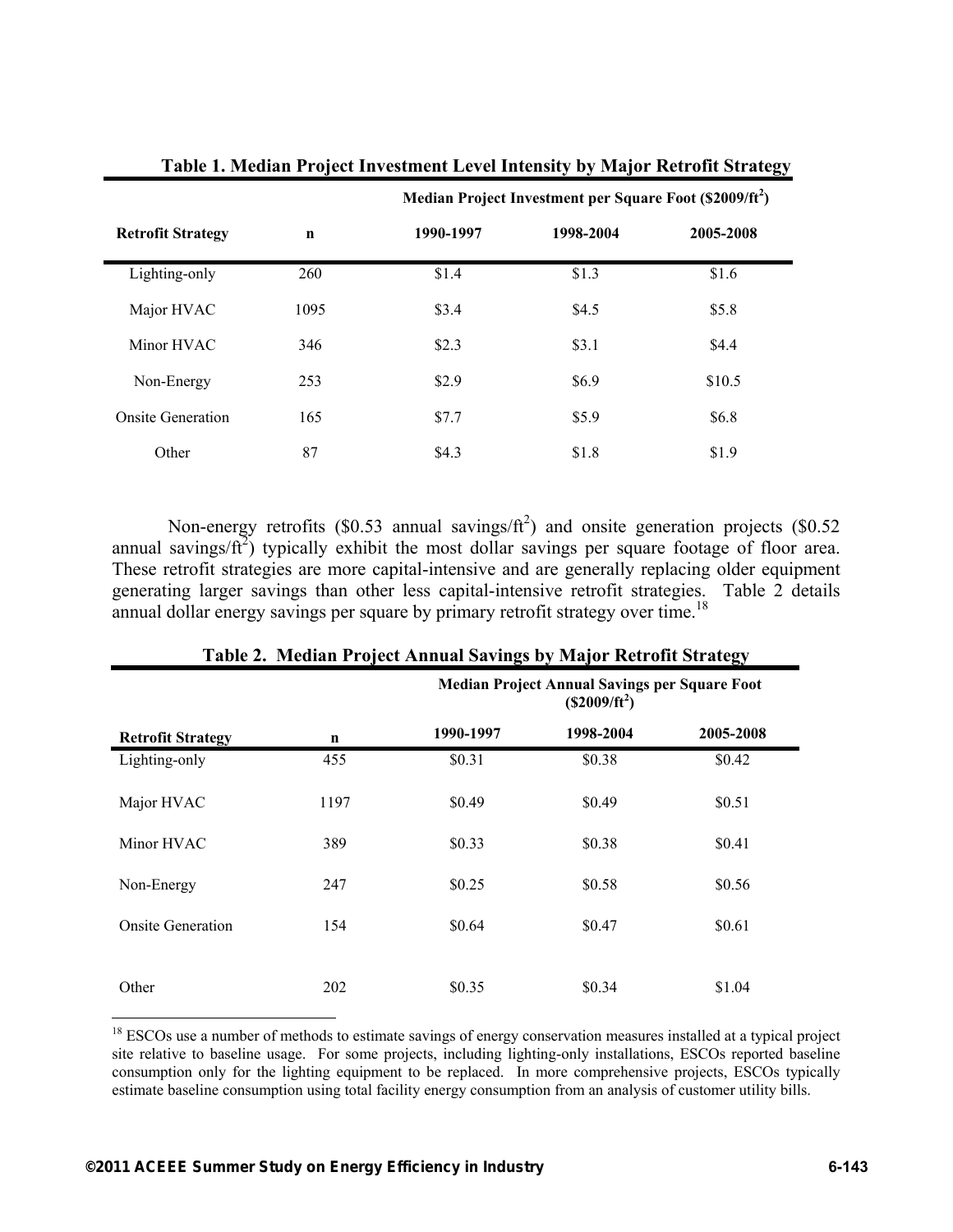**Table 1. Median Project Investment Level Intensity by Major Retrofit Strategy**

| Retrofit Strategy | n | Median Project Investment per Square Foot ($2009/ft$^2$) | | |
|---|---|---|---|---|
| | | 1990-1997 | 1998-2004 | 2005-2008 |
| Lighting-only | 260 | $1.4 | $1.3 | $1.6 |
| Major HVAC | 1095 | $3.4 | $4.5 | $5.8 |
| Minor HVAC | 346 | $2.3 | $3.1 | $4.4 |
| Non-Energy | 253 | $2.9 | $6.9 | $10.5 |
| Onsite Generation | 165 | $7.7 | $5.9 | $6.8 |
| Other | 87 | $4.3 | $1.8 | $1.9 |

Non-energy retrofits ($0.53 annual savings/ft$^2$) and onsite generation projects ($0.52 annual savings/ft$^2$) typically exhibit the most dollar savings per square footage of floor area. These retrofit strategies are more capital-intensive and are generally replacing older equipment generating larger savings than other less capital-intensive retrofit strategies. Table 2 details annual dollar energy savings per square by primary retrofit strategy over time.[18]

**Table 2. Median Project Annual Savings by Major Retrofit Strategy**

| Retrofit Strategy | n | Median Project Annual Savings per Square Foot ($2009/ft$^2$) | | |
|---|---|---|---|---|
| | | 1990-1997 | 1998-2004 | 2005-2008 |
| Lighting-only | 455 | $0.31 | $0.38 | $0.42 |
| Major HVAC | 1197 | $0.49 | $0.49 | $0.51 |
| Minor HVAC | 389 | $0.33 | $0.38 | $0.41 |
| Non-Energy | 247 | $0.25 | $0.58 | $0.56 |
| Onsite Generation | 154 | $0.64 | $0.47 | $0.61 |
| Other | 202 | $0.35 | $0.34 | $1.04 |

[18] ESCOs use a number of methods to estimate savings of energy conservation measures installed at a typical project site relative to baseline usage. For some projects, including lighting-only installations, ESCOs reported baseline consumption only for the lighting equipment to be replaced. In more comprehensive projects, ESCOs typically estimate baseline consumption using total facility energy consumption from an analysis of customer utility bills.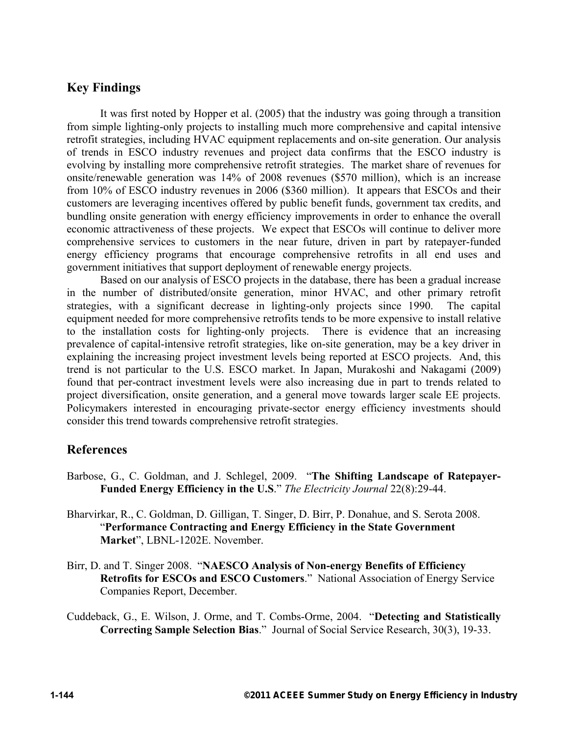## Key Findings

It was first noted by Hopper et al. (2005) that the industry was going through a transition from simple lighting-only projects to installing much more comprehensive and capital intensive retrofit strategies, including HVAC equipment replacements and on-site generation. Our analysis of trends in ESCO industry revenues and project data confirms that the ESCO industry is evolving by installing more comprehensive retrofit strategies. The market share of revenues for onsite/renewable generation was 14% of 2008 revenues ($570 million), which is an increase from 10% of ESCO industry revenues in 2006 ($360 million). It appears that ESCOs and their customers are leveraging incentives offered by public benefit funds, government tax credits, and bundling onsite generation with energy efficiency improvements in order to enhance the overall economic attractiveness of these projects. We expect that ESCOs will continue to deliver more comprehensive services to customers in the near future, driven in part by ratepayer-funded energy efficiency programs that encourage comprehensive retrofits in all end uses and government initiatives that support deployment of renewable energy projects.

Based on our analysis of ESCO projects in the database, there has been a gradual increase in the number of distributed/onsite generation, minor HVAC, and other primary retrofit strategies, with a significant decrease in lighting-only projects since 1990. The capital equipment needed for more comprehensive retrofits tends to be more expensive to install relative to the installation costs for lighting-only projects. There is evidence that an increasing prevalence of capital-intensive retrofit strategies, like on-site generation, may be a key driver in explaining the increasing project investment levels being reported at ESCO projects. And, this trend is not particular to the U.S. ESCO market. In Japan, Murakoshi and Nakagami (2009) found that per-contract investment levels were also increasing due in part to trends related to project diversification, onsite generation, and a general move towards larger scale EE projects. Policymakers interested in encouraging private-sector energy efficiency investments should consider this trend towards comprehensive retrofit strategies.

## References

Barbose, G., C. Goldman, and J. Schlegel, 2009. "**The Shifting Landscape of Ratepayer-Funded Energy Efficiency in the U.S**." *The Electricity Journal* 22(8):29-44.

Bharvirkar, R., C. Goldman, D. Gilligan, T. Singer, D. Birr, P. Donahue, and S. Serota 2008. "**Performance Contracting and Energy Efficiency in the State Government Market**", LBNL-1202E. November.

Birr, D. and T. Singer 2008. "**NAESCO Analysis of Non-energy Benefits of Efficiency Retrofits for ESCOs and ESCO Customers**." National Association of Energy Service Companies Report, December.

Cuddeback, G., E. Wilson, J. Orme, and T. Combs-Orme, 2004. "**Detecting and Statistically Correcting Sample Selection Bias**." Journal of Social Service Research, 30(3), 19-33.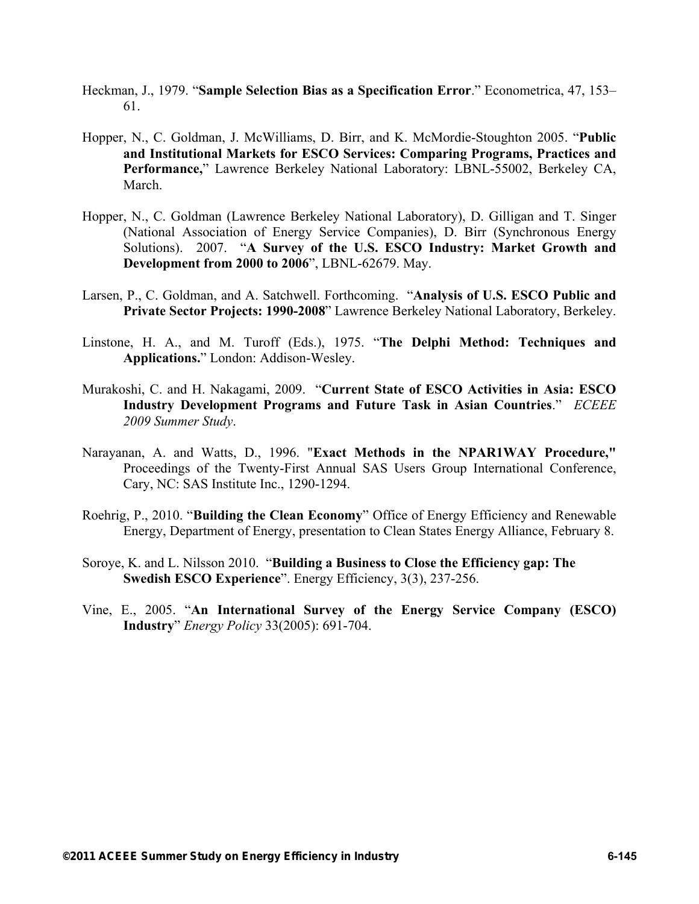Heckman, J., 1979. "**Sample Selection Bias as a Specification Error**." Econometrica, 47, 153–61.

Hopper, N., C. Goldman, J. McWilliams, D. Birr, and K. McMordie-Stoughton 2005. "**Public and Institutional Markets for ESCO Services: Comparing Programs, Practices and Performance,**" Lawrence Berkeley National Laboratory: LBNL-55002, Berkeley CA, March.

Hopper, N., C. Goldman (Lawrence Berkeley National Laboratory), D. Gilligan and T. Singer (National Association of Energy Service Companies), D. Birr (Synchronous Energy Solutions). 2007. "**A Survey of the U.S. ESCO Industry: Market Growth and Development from 2000 to 2006**", LBNL-62679. May.

Larsen, P., C. Goldman, and A. Satchwell. Forthcoming. "**Analysis of U.S. ESCO Public and Private Sector Projects: 1990-2008**" Lawrence Berkeley National Laboratory, Berkeley.

Linstone, H. A., and M. Turoff (Eds.), 1975. "**The Delphi Method: Techniques and Applications.**" London: Addison-Wesley.

Murakoshi, C. and H. Nakagami, 2009. "**Current State of ESCO Activities in Asia: ESCO Industry Development Programs and Future Task in Asian Countries**." *ECEEE 2009 Summer Study*.

Narayanan, A. and Watts, D., 1996. "**Exact Methods in the NPAR1WAY Procedure,"** Proceedings of the Twenty-First Annual SAS Users Group International Conference, Cary, NC: SAS Institute Inc., 1290-1294.

Roehrig, P., 2010. "**Building the Clean Economy**" Office of Energy Efficiency and Renewable Energy, Department of Energy, presentation to Clean States Energy Alliance, February 8.

Soroye, K. and L. Nilsson 2010. "**Building a Business to Close the Efficiency gap: The Swedish ESCO Experience**". Energy Efficiency, 3(3), 237-256.

Vine, E., 2005. "**An International Survey of the Energy Service Company (ESCO) Industry**" *Energy Policy* 33(2005): 691-704.